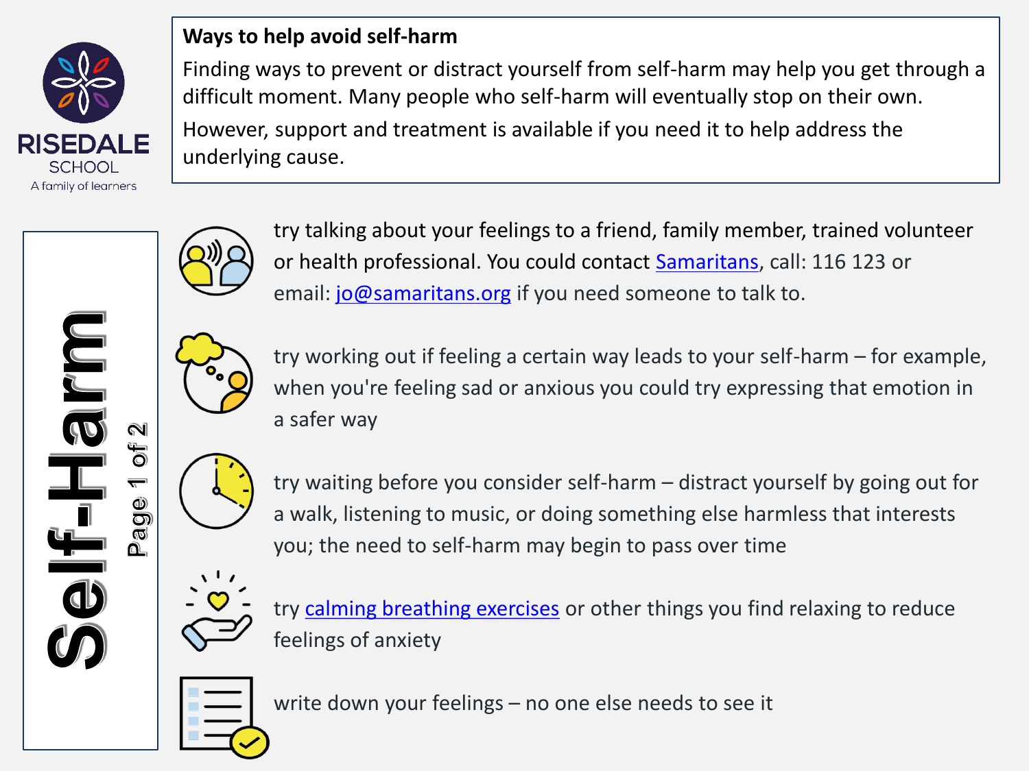RISEDALE SCHOOL

A family of learners

# Self-Harm

## Ways to help avoid self-harm

Finding ways to prevent or distract yourself from self-harm may help you get through a difficult moment. Many people who self-harm will eventually stop on their own.

However, support and treatment is available if you need it to help address the underlying cause.

- try talking about your feelings to a friend, family member, trained volunteer or health professional. You could contact [Samaritans](), call: 116 123 or email: [jo@samaritans.org]() if you need someone to talk to.
- try working out if feeling a certain way leads to your self-harm – for example, when you're feeling sad or anxious you could try expressing that emotion in a safer way
- try waiting before you consider self-harm – distract yourself by going out for a walk, listening to music, or doing something else harmless that interests you; the need to self-harm may begin to pass over time
- try [calming breathing exercises]() or other things you find relaxing to reduce feelings of anxiety
- write down your feelings – no one else needs to see it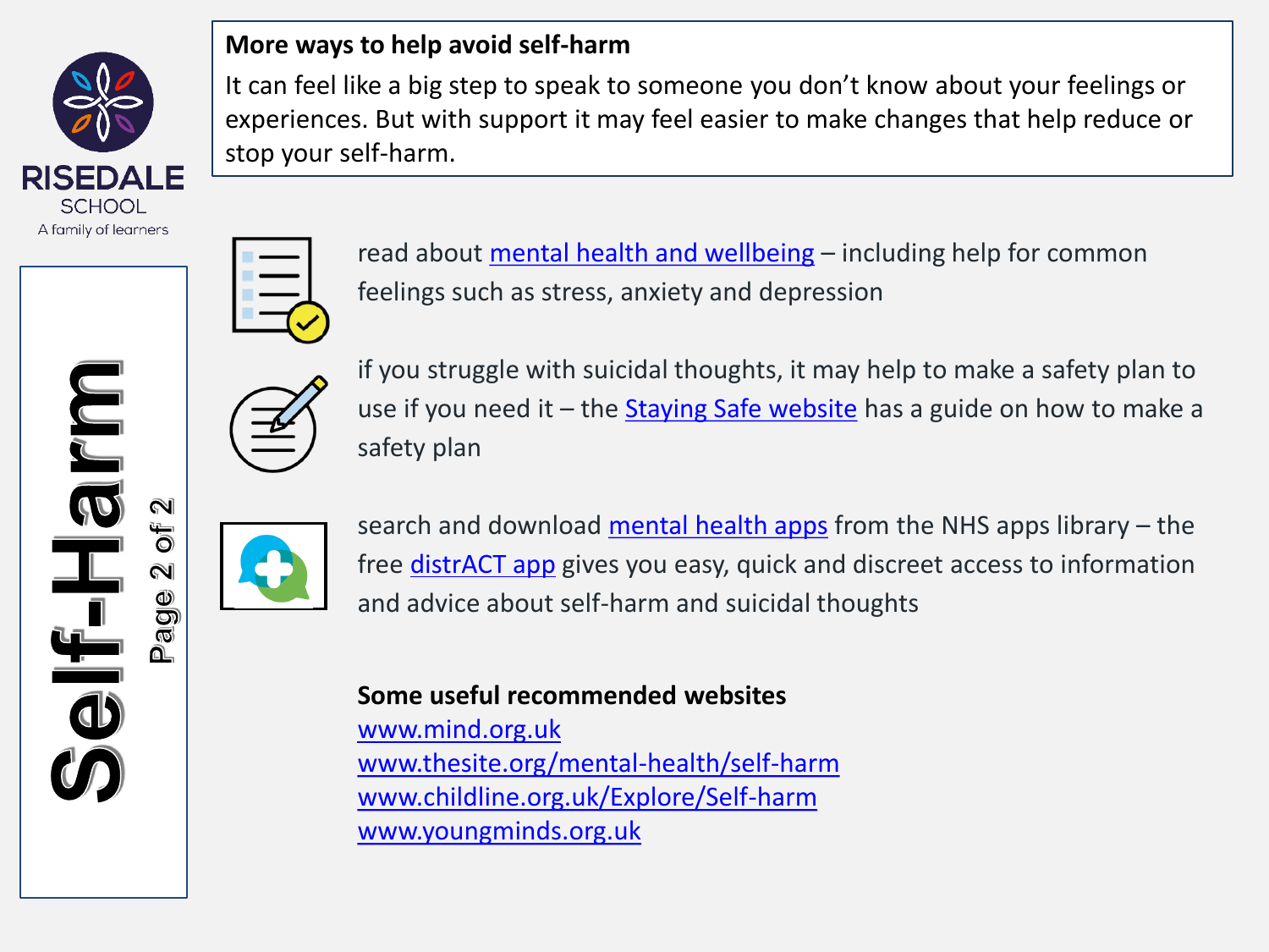## More ways to help avoid self-harm

It can feel like a big step to speak to someone you don't know about your feelings or experiences. But with support it may feel easier to make changes that help reduce or stop your self-harm.

- read about mental health and wellbeing – including help for common feelings such as stress, anxiety and depression

- if you struggle with suicidal thoughts, it may help to make a safety plan to use if you need it – the Staying Safe website has a guide on how to make a safety plan

- search and download mental health apps from the NHS apps library – the free distrACT app gives you easy, quick and discreet access to information and advice about self-harm and suicidal thoughts

**Some useful recommended websites**

www.mind.org.uk
www.thesite.org/mental-health/self-harm
www.childline.org.uk/Explore/Self-harm
www.youngminds.org.uk